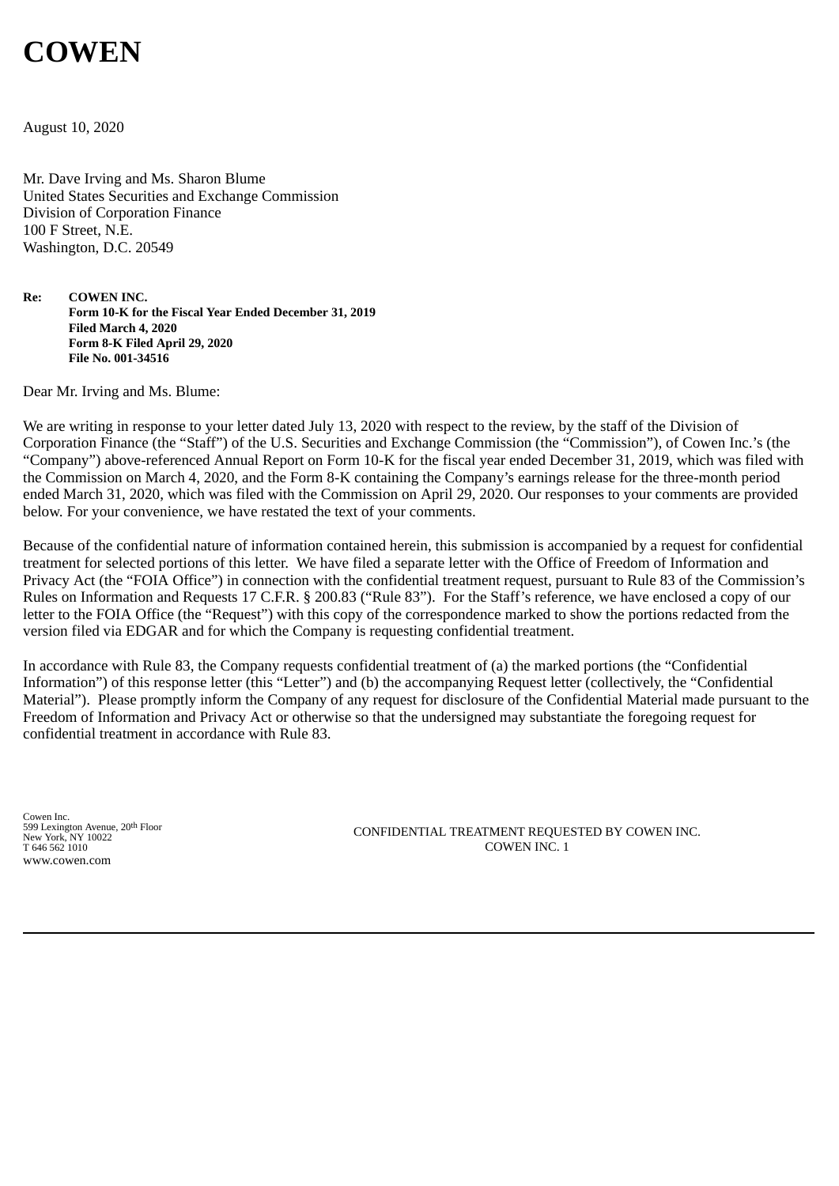# COWEN

August 10, 2020

Mr. Dave Irving and Ms. Sharon Blume
United States Securities and Exchange Commission
Division of Corporation Finance
100 F Street, N.E.
Washington, D.C. 20549

**Re: COWEN INC.**
**Form 10-K for the Fiscal Year Ended December 31, 2019**
**Filed March 4, 2020**
**Form 8-K Filed April 29, 2020**
**File No. 001-34516**

Dear Mr. Irving and Ms. Blume:

We are writing in response to your letter dated July 13, 2020 with respect to the review, by the staff of the Division of Corporation Finance (the "Staff") of the U.S. Securities and Exchange Commission (the "Commission"), of Cowen Inc.'s (the "Company") above-referenced Annual Report on Form 10-K for the fiscal year ended December 31, 2019, which was filed with the Commission on March 4, 2020, and the Form 8-K containing the Company's earnings release for the three-month period ended March 31, 2020, which was filed with the Commission on April 29, 2020. Our responses to your comments are provided below. For your convenience, we have restated the text of your comments.

Because of the confidential nature of information contained herein, this submission is accompanied by a request for confidential treatment for selected portions of this letter. We have filed a separate letter with the Office of Freedom of Information and Privacy Act (the "FOIA Office") in connection with the confidential treatment request, pursuant to Rule 83 of the Commission's Rules on Information and Requests 17 C.F.R. § 200.83 ("Rule 83"). For the Staff's reference, we have enclosed a copy of our letter to the FOIA Office (the "Request") with this copy of the correspondence marked to show the portions redacted from the version filed via EDGAR and for which the Company is requesting confidential treatment.

In accordance with Rule 83, the Company requests confidential treatment of (a) the marked portions (the "Confidential Information") of this response letter (this "Letter") and (b) the accompanying Request letter (collectively, the "Confidential Material"). Please promptly inform the Company of any request for disclosure of the Confidential Material made pursuant to the Freedom of Information and Privacy Act or otherwise so that the undersigned may substantiate the foregoing request for confidential treatment in accordance with Rule 83.

Cowen Inc.
599 Lexington Avenue, 20th Floor
New York, NY 10022
T 646 562 1010
www.cowen.com

CONFIDENTIAL TREATMENT REQUESTED BY COWEN INC.
COWEN INC. 1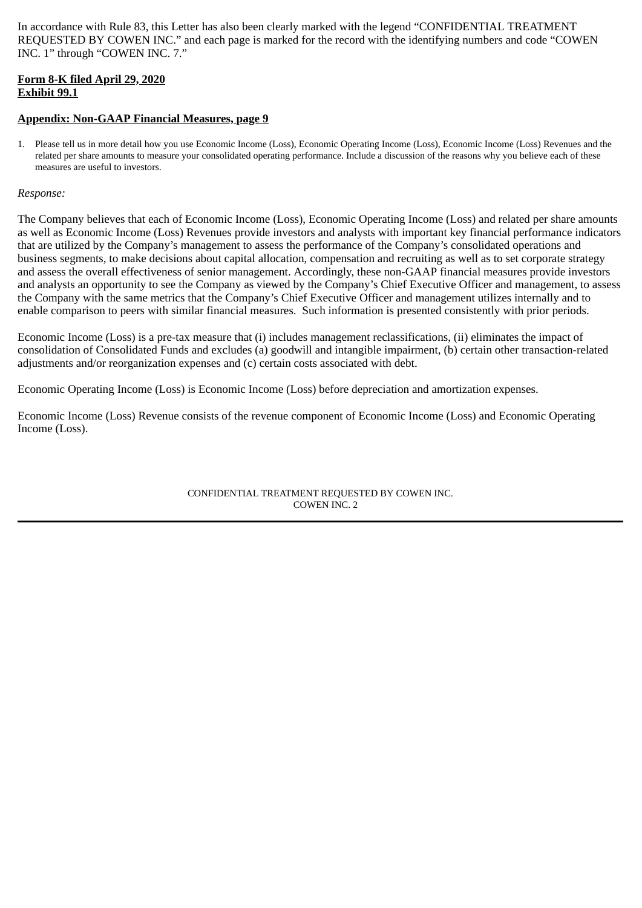In accordance with Rule 83, this Letter has also been clearly marked with the legend "CONFIDENTIAL TREATMENT REQUESTED BY COWEN INC." and each page is marked for the record with the identifying numbers and code "COWEN INC. 1" through "COWEN INC. 7."

**Form 8-K filed April 29, 2020**
**Exhibit 99.1**

**Appendix: Non-GAAP Financial Measures, page 9**

1. Please tell us in more detail how you use Economic Income (Loss), Economic Operating Income (Loss), Economic Income (Loss) Revenues and the related per share amounts to measure your consolidated operating performance. Include a discussion of the reasons why you believe each of these measures are useful to investors.

*Response:*

The Company believes that each of Economic Income (Loss), Economic Operating Income (Loss) and related per share amounts as well as Economic Income (Loss) Revenues provide investors and analysts with important key financial performance indicators that are utilized by the Company's management to assess the performance of the Company's consolidated operations and business segments, to make decisions about capital allocation, compensation and recruiting as well as to set corporate strategy and assess the overall effectiveness of senior management. Accordingly, these non-GAAP financial measures provide investors and analysts an opportunity to see the Company as viewed by the Company's Chief Executive Officer and management, to assess the Company with the same metrics that the Company's Chief Executive Officer and management utilizes internally and to enable comparison to peers with similar financial measures. Such information is presented consistently with prior periods.

Economic Income (Loss) is a pre-tax measure that (i) includes management reclassifications, (ii) eliminates the impact of consolidation of Consolidated Funds and excludes (a) goodwill and intangible impairment, (b) certain other transaction-related adjustments and/or reorganization expenses and (c) certain costs associated with debt.

Economic Operating Income (Loss) is Economic Income (Loss) before depreciation and amortization expenses.

Economic Income (Loss) Revenue consists of the revenue component of Economic Income (Loss) and Economic Operating Income (Loss).

CONFIDENTIAL TREATMENT REQUESTED BY COWEN INC.
COWEN INC. 2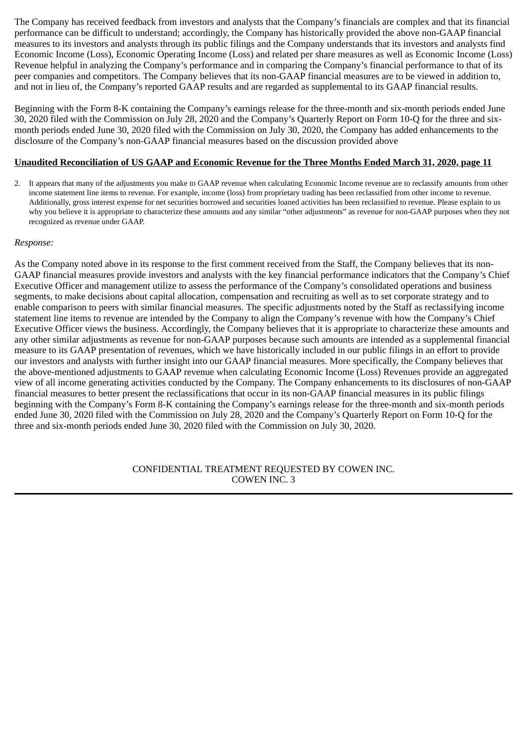The Company has received feedback from investors and analysts that the Company's financials are complex and that its financial performance can be difficult to understand; accordingly, the Company has historically provided the above non-GAAP financial measures to its investors and analysts through its public filings and the Company understands that its investors and analysts find Economic Income (Loss), Economic Operating Income (Loss) and related per share measures as well as Economic Income (Loss) Revenue helpful in analyzing the Company's performance and in comparing the Company's financial performance to that of its peer companies and competitors. The Company believes that its non-GAAP financial measures are to be viewed in addition to, and not in lieu of, the Company's reported GAAP results and are regarded as supplemental to its GAAP financial results.

Beginning with the Form 8-K containing the Company's earnings release for the three-month and six-month periods ended June 30, 2020 filed with the Commission on July 28, 2020 and the Company's Quarterly Report on Form 10-Q for the three and six-month periods ended June 30, 2020 filed with the Commission on July 30, 2020, the Company has added enhancements to the disclosure of the Company's non-GAAP financial measures based on the discussion provided above

**Unaudited Reconciliation of US GAAP and Economic Revenue for the Three Months Ended March 31, 2020, page 11**

2. It appears that many of the adjustments you make to GAAP revenue when calculating Economic Income revenue are to reclassify amounts from other income statement line items to revenue. For example, income (loss) from proprietary trading has been reclassified from other income to revenue. Additionally, gross interest expense for net securities borrowed and securities loaned activities has been reclassified to revenue. Please explain to us why you believe it is appropriate to characterize these amounts and any similar "other adjustments" as revenue for non-GAAP purposes when they not recognized as revenue under GAAP.

*Response:*

As the Company noted above in its response to the first comment received from the Staff, the Company believes that its non-GAAP financial measures provide investors and analysts with the key financial performance indicators that the Company's Chief Executive Officer and management utilize to assess the performance of the Company's consolidated operations and business segments, to make decisions about capital allocation, compensation and recruiting as well as to set corporate strategy and to enable comparison to peers with similar financial measures. The specific adjustments noted by the Staff as reclassifying income statement line items to revenue are intended by the Company to align the Company's revenue with how the Company's Chief Executive Officer views the business. Accordingly, the Company believes that it is appropriate to characterize these amounts and any other similar adjustments as revenue for non-GAAP purposes because such amounts are intended as a supplemental financial measure to its GAAP presentation of revenues, which we have historically included in our public filings in an effort to provide our investors and analysts with further insight into our GAAP financial measures. More specifically, the Company believes that the above-mentioned adjustments to GAAP revenue when calculating Economic Income (Loss) Revenues provide an aggregated view of all income generating activities conducted by the Company. The Company enhancements to its disclosures of non-GAAP financial measures to better present the reclassifications that occur in its non-GAAP financial measures in its public filings beginning with the Company's Form 8-K containing the Company's earnings release for the three-month and six-month periods ended June 30, 2020 filed with the Commission on July 28, 2020 and the Company's Quarterly Report on Form 10-Q for the three and six-month periods ended June 30, 2020 filed with the Commission on July 30, 2020.

CONFIDENTIAL TREATMENT REQUESTED BY COWEN INC.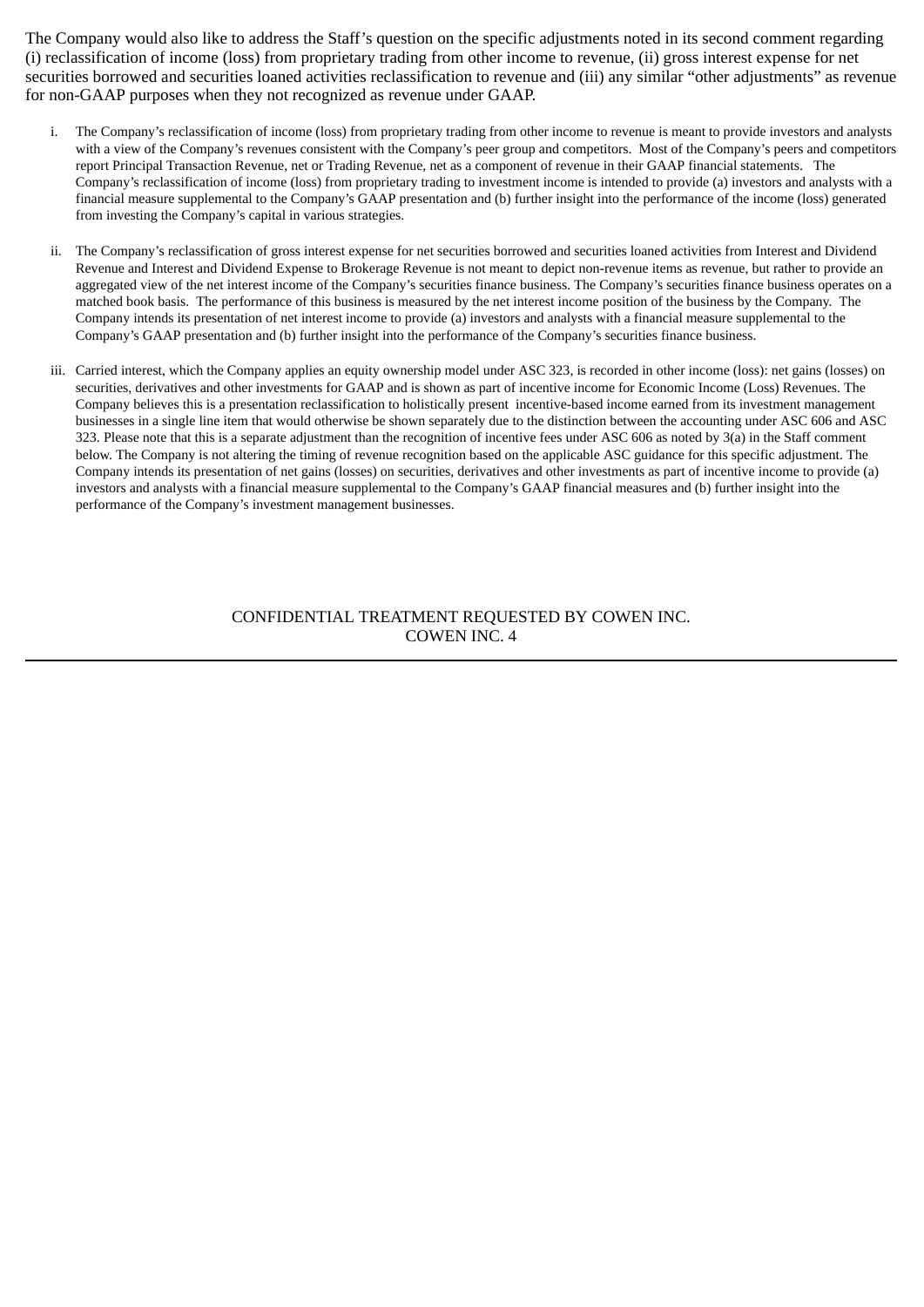The Company would also like to address the Staff's question on the specific adjustments noted in its second comment regarding (i) reclassification of income (loss) from proprietary trading from other income to revenue, (ii) gross interest expense for net securities borrowed and securities loaned activities reclassification to revenue and (iii) any similar "other adjustments" as revenue for non-GAAP purposes when they not recognized as revenue under GAAP.

i. The Company's reclassification of income (loss) from proprietary trading from other income to revenue is meant to provide investors and analysts with a view of the Company's revenues consistent with the Company's peer group and competitors. Most of the Company's peers and competitors report Principal Transaction Revenue, net or Trading Revenue, net as a component of revenue in their GAAP financial statements. The Company's reclassification of income (loss) from proprietary trading to investment income is intended to provide (a) investors and analysts with a financial measure supplemental to the Company's GAAP presentation and (b) further insight into the performance of the income (loss) generated from investing the Company's capital in various strategies.

ii. The Company's reclassification of gross interest expense for net securities borrowed and securities loaned activities from Interest and Dividend Revenue and Interest and Dividend Expense to Brokerage Revenue is not meant to depict non-revenue items as revenue, but rather to provide an aggregated view of the net interest income of the Company's securities finance business. The Company's securities finance business operates on a matched book basis. The performance of this business is measured by the net interest income position of the business by the Company. The Company intends its presentation of net interest income to provide (a) investors and analysts with a financial measure supplemental to the Company's GAAP presentation and (b) further insight into the performance of the Company's securities finance business.

iii. Carried interest, which the Company applies an equity ownership model under ASC 323, is recorded in other income (loss): net gains (losses) on securities, derivatives and other investments for GAAP and is shown as part of incentive income for Economic Income (Loss) Revenues. The Company believes this is a presentation reclassification to holistically present incentive-based income earned from its investment management businesses in a single line item that would otherwise be shown separately due to the distinction between the accounting under ASC 606 and ASC 323. Please note that this is a separate adjustment than the recognition of incentive fees under ASC 606 as noted by 3(a) in the Staff comment below. The Company is not altering the timing of revenue recognition based on the applicable ASC guidance for this specific adjustment. The Company intends its presentation of net gains (losses) on securities, derivatives and other investments as part of incentive income to provide (a) investors and analysts with a financial measure supplemental to the Company's GAAP financial measures and (b) further insight into the performance of the Company's investment management businesses.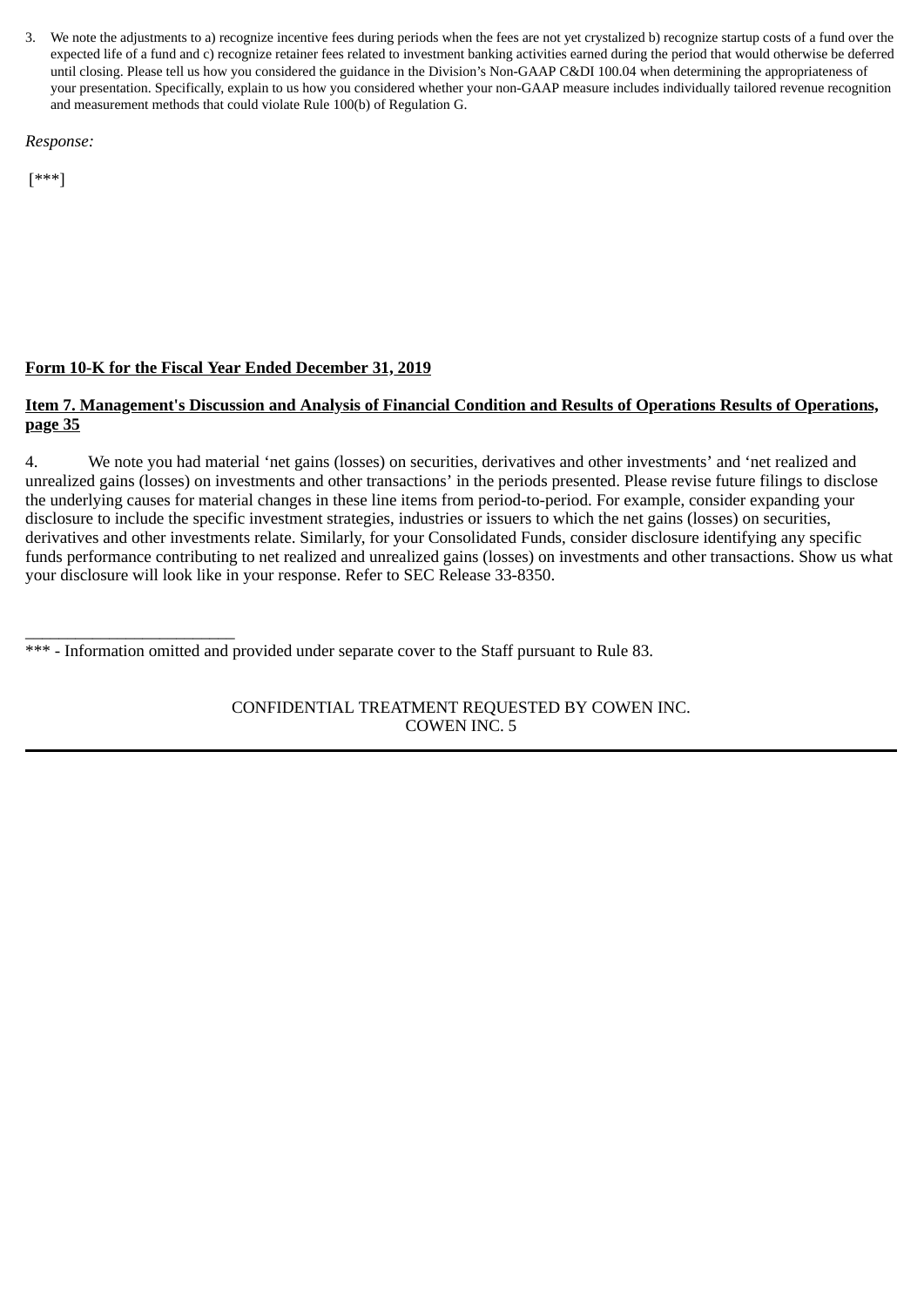3. We note the adjustments to a) recognize incentive fees during periods when the fees are not yet crystalized b) recognize startup costs of a fund over the expected life of a fund and c) recognize retainer fees related to investment banking activities earned during the period that would otherwise be deferred until closing. Please tell us how you considered the guidance in the Division's Non-GAAP C&DI 100.04 when determining the appropriateness of your presentation. Specifically, explain to us how you considered whether your non-GAAP measure includes individually tailored revenue recognition and measurement methods that could violate Rule 100(b) of Regulation G.

*Response:*

[***]

**Form 10-K for the Fiscal Year Ended December 31, 2019**

**Item 7. Management's Discussion and Analysis of Financial Condition and Results of Operations Results of Operations, page 35**

4. We note you had material 'net gains (losses) on securities, derivatives and other investments' and 'net realized and unrealized gains (losses) on investments and other transactions' in the periods presented. Please revise future filings to disclose the underlying causes for material changes in these line items from period-to-period. For example, consider expanding your disclosure to include the specific investment strategies, industries or issuers to which the net gains (losses) on securities, derivatives and other investments relate. Similarly, for your Consolidated Funds, consider disclosure identifying any specific funds performance contributing to net realized and unrealized gains (losses) on investments and other transactions. Show us what your disclosure will look like in your response. Refer to SEC Release 33-8350.

\_\_\_\_\_\_\_\_\_\_\_\_\_\_\_\_\_\_\_\_\_\_\_\_\_

*** - Information omitted and provided under separate cover to the Staff pursuant to Rule 83.

CONFIDENTIAL TREATMENT REQUESTED BY COWEN INC.
COWEN INC. 5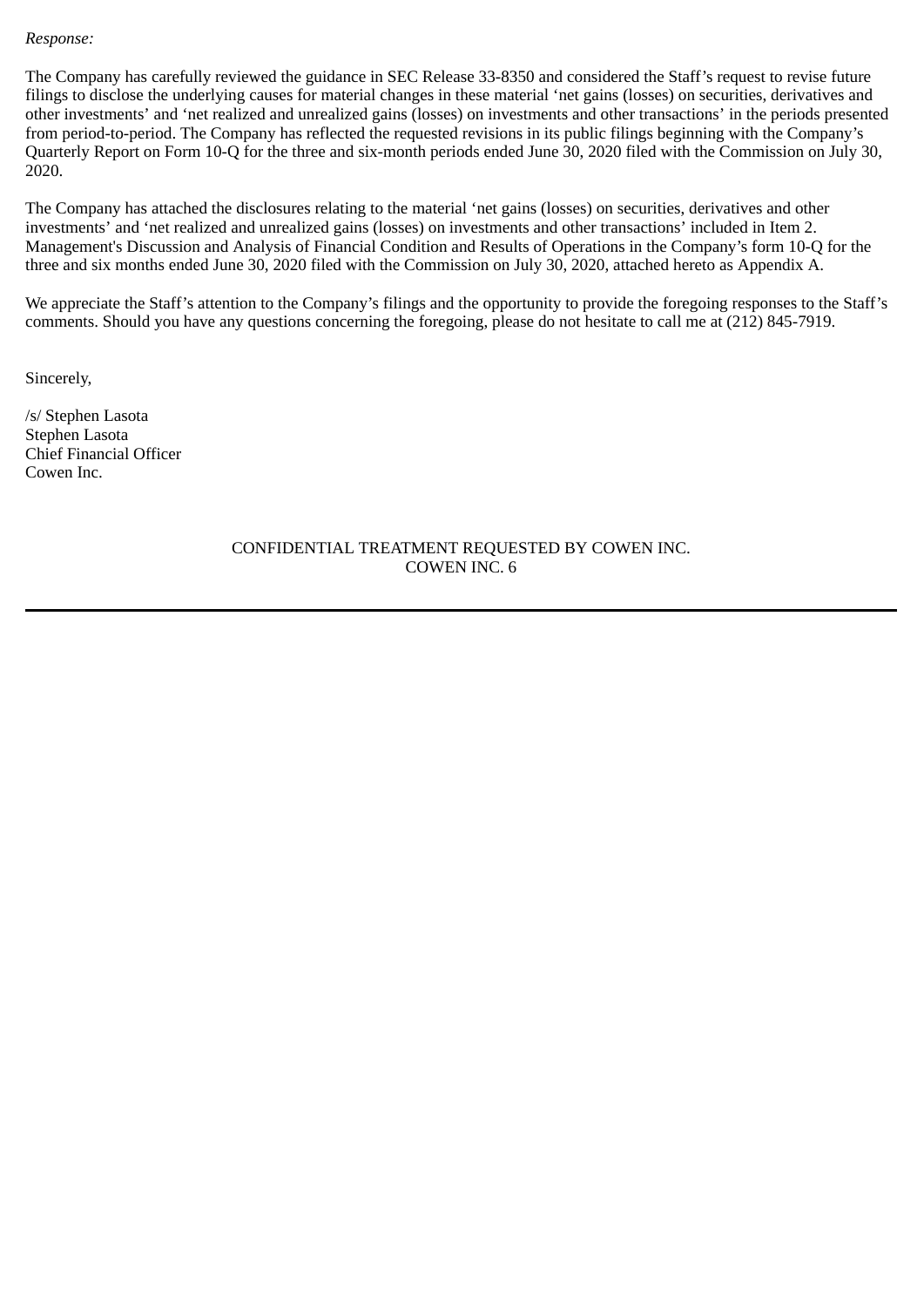*Response:*

The Company has carefully reviewed the guidance in SEC Release 33-8350 and considered the Staff's request to revise future filings to disclose the underlying causes for material changes in these material 'net gains (losses) on securities, derivatives and other investments' and 'net realized and unrealized gains (losses) on investments and other transactions' in the periods presented from period-to-period. The Company has reflected the requested revisions in its public filings beginning with the Company's Quarterly Report on Form 10-Q for the three and six-month periods ended June 30, 2020 filed with the Commission on July 30, 2020.

The Company has attached the disclosures relating to the material 'net gains (losses) on securities, derivatives and other investments' and 'net realized and unrealized gains (losses) on investments and other transactions' included in Item 2. Management's Discussion and Analysis of Financial Condition and Results of Operations in the Company's form 10-Q for the three and six months ended June 30, 2020 filed with the Commission on July 30, 2020, attached hereto as Appendix A.

We appreciate the Staff's attention to the Company's filings and the opportunity to provide the foregoing responses to the Staff's comments. Should you have any questions concerning the foregoing, please do not hesitate to call me at (212) 845-7919.

Sincerely,

/s/ Stephen Lasota
Stephen Lasota
Chief Financial Officer
Cowen Inc.

CONFIDENTIAL TREATMENT REQUESTED BY COWEN INC.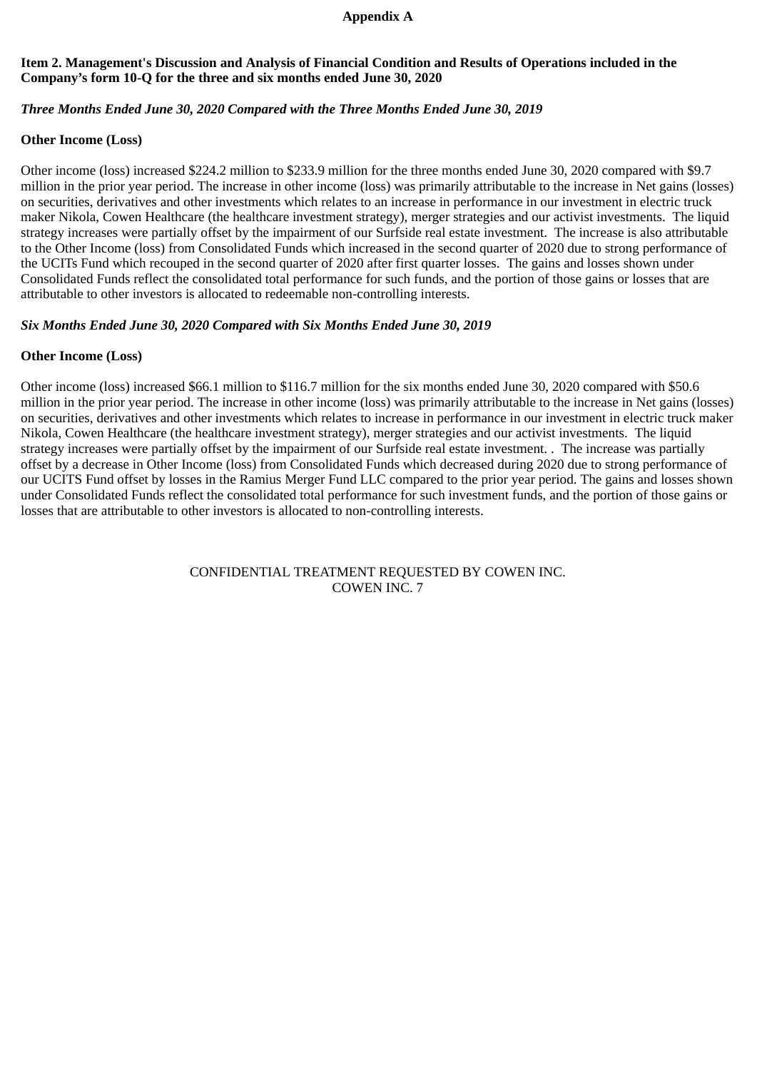**Appendix A**

**Item 2. Management's Discussion and Analysis of Financial Condition and Results of Operations included in the Company's form 10-Q for the three and six months ended June 30, 2020**

***Three Months Ended June 30, 2020 Compared with the Three Months Ended June 30, 2019***

**Other Income (Loss)**

Other income (loss) increased $224.2 million to $233.9 million for the three months ended June 30, 2020 compared with $9.7 million in the prior year period. The increase in other income (loss) was primarily attributable to the increase in Net gains (losses) on securities, derivatives and other investments which relates to an increase in performance in our investment in electric truck maker Nikola, Cowen Healthcare (the healthcare investment strategy), merger strategies and our activist investments. The liquid strategy increases were partially offset by the impairment of our Surfside real estate investment. The increase is also attributable to the Other Income (loss) from Consolidated Funds which increased in the second quarter of 2020 due to strong performance of the UCITs Fund which recouped in the second quarter of 2020 after first quarter losses. The gains and losses shown under Consolidated Funds reflect the consolidated total performance for such funds, and the portion of those gains or losses that are attributable to other investors is allocated to redeemable non-controlling interests.

***Six Months Ended June 30, 2020 Compared with Six Months Ended June 30, 2019***

**Other Income (Loss)**

Other income (loss) increased $66.1 million to $116.7 million for the six months ended June 30, 2020 compared with $50.6 million in the prior year period. The increase in other income (loss) was primarily attributable to the increase in Net gains (losses) on securities, derivatives and other investments which relates to increase in performance in our investment in electric truck maker Nikola, Cowen Healthcare (the healthcare investment strategy), merger strategies and our activist investments. The liquid strategy increases were partially offset by the impairment of our Surfside real estate investment. . The increase was partially offset by a decrease in Other Income (loss) from Consolidated Funds which decreased during 2020 due to strong performance of our UCITS Fund offset by losses in the Ramius Merger Fund LLC compared to the prior year period. The gains and losses shown under Consolidated Funds reflect the consolidated total performance for such investment funds, and the portion of those gains or losses that are attributable to other investors is allocated to non-controlling interests.

CONFIDENTIAL TREATMENT REQUESTED BY COWEN INC.